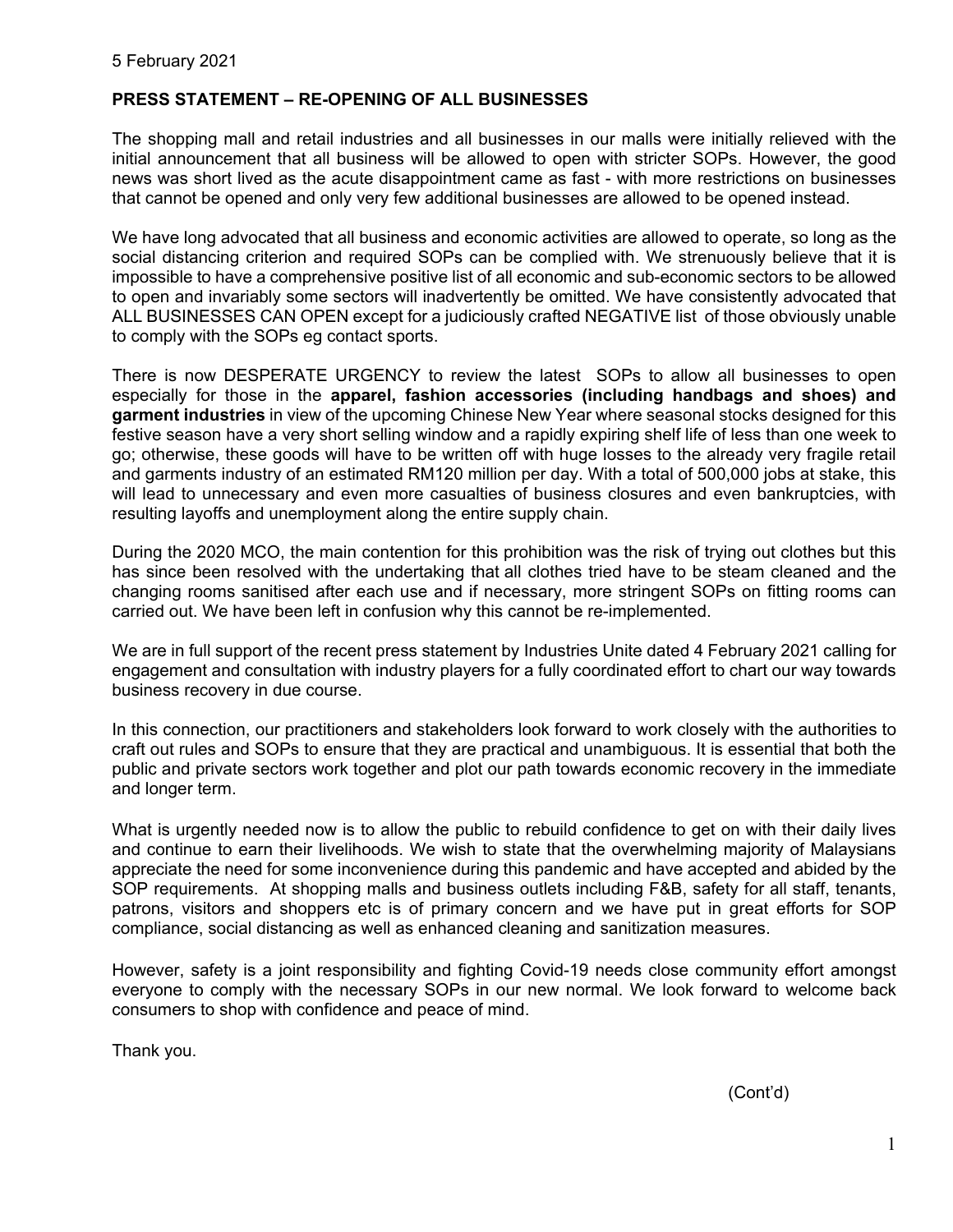5 February 2021

**PRESS STATEMENT – RE-OPENING OF ALL BUSINESSES**

The shopping mall and retail industries and all businesses in our malls were initially relieved with the initial announcement that all business will be allowed to open with stricter SOPs. However, the good news was short lived as the acute disappointment came as fast - with more restrictions on businesses that cannot be opened and only very few additional businesses are allowed to be opened instead.

We have long advocated that all business and economic activities are allowed to operate, so long as the social distancing criterion and required SOPs can be complied with. We strenuously believe that it is impossible to have a comprehensive positive list of all economic and sub-economic sectors to be allowed to open and invariably some sectors will inadvertently be omitted. We have consistently advocated that ALL BUSINESSES CAN OPEN except for a judiciously crafted NEGATIVE list of those obviously unable to comply with the SOPs eg contact sports.

There is now DESPERATE URGENCY to review the latest SOPs to allow all businesses to open especially for those in the **apparel, fashion accessories (including handbags and shoes) and garment industries** in view of the upcoming Chinese New Year where seasonal stocks designed for this festive season have a very short selling window and a rapidly expiring shelf life of less than one week to go; otherwise, these goods will have to be written off with huge losses to the already very fragile retail and garments industry of an estimated RM120 million per day. With a total of 500,000 jobs at stake, this will lead to unnecessary and even more casualties of business closures and even bankruptcies, with resulting layoffs and unemployment along the entire supply chain.

During the 2020 MCO, the main contention for this prohibition was the risk of trying out clothes but this has since been resolved with the undertaking that all clothes tried have to be steam cleaned and the changing rooms sanitised after each use and if necessary, more stringent SOPs on fitting rooms can carried out. We have been left in confusion why this cannot be re-implemented.

We are in full support of the recent press statement by Industries Unite dated 4 February 2021 calling for engagement and consultation with industry players for a fully coordinated effort to chart our way towards business recovery in due course.

In this connection, our practitioners and stakeholders look forward to work closely with the authorities to craft out rules and SOPs to ensure that they are practical and unambiguous. It is essential that both the public and private sectors work together and plot our path towards economic recovery in the immediate and longer term.

What is urgently needed now is to allow the public to rebuild confidence to get on with their daily lives and continue to earn their livelihoods. We wish to state that the overwhelming majority of Malaysians appreciate the need for some inconvenience during this pandemic and have accepted and abided by the SOP requirements. At shopping malls and business outlets including F&B, safety for all staff, tenants, patrons, visitors and shoppers etc is of primary concern and we have put in great efforts for SOP compliance, social distancing as well as enhanced cleaning and sanitization measures.

However, safety is a joint responsibility and fighting Covid-19 needs close community effort amongst everyone to comply with the necessary SOPs in our new normal. We look forward to welcome back consumers to shop with confidence and peace of mind.

Thank you.

(Cont'd)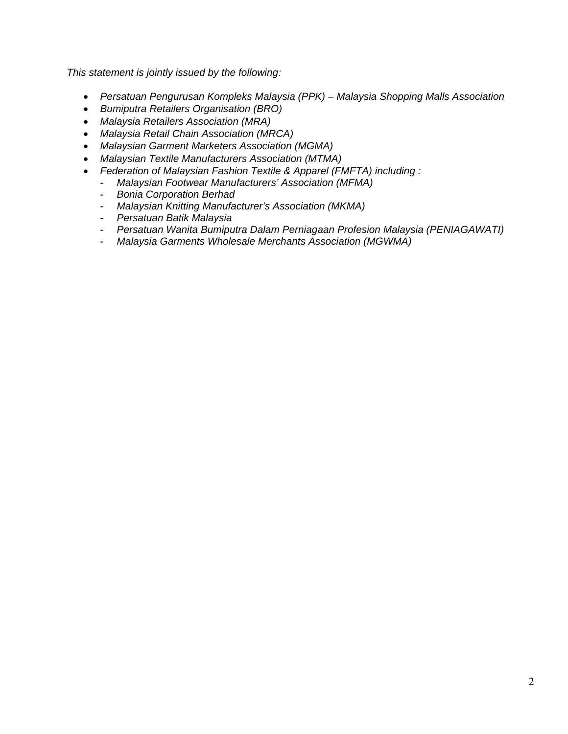*This statement is jointly issued by the following:*

- *Persatuan Pengurusan Kompleks Malaysia (PPK) – Malaysia Shopping Malls Association*
- *Bumiputra Retailers Organisation (BRO)*
- *Malaysia Retailers Association (MRA)*
- *Malaysia Retail Chain Association (MRCA)*
- *Malaysian Garment Marketers Association (MGMA)*
- *Malaysian Textile Manufacturers Association (MTMA)*
- *Federation of Malaysian Fashion Textile & Apparel (FMFTA) including :*
  - *Malaysian Footwear Manufacturers' Association (MFMA)*
  - *Bonia Corporation Berhad*
  - *Malaysian Knitting Manufacturer's Association (MKMA)*
  - *Persatuan Batik Malaysia*
  - *Persatuan Wanita Bumiputra Dalam Perniagaan Profesion Malaysia (PENIAGAWATI)*
  - *Malaysia Garments Wholesale Merchants Association (MGWMA)*